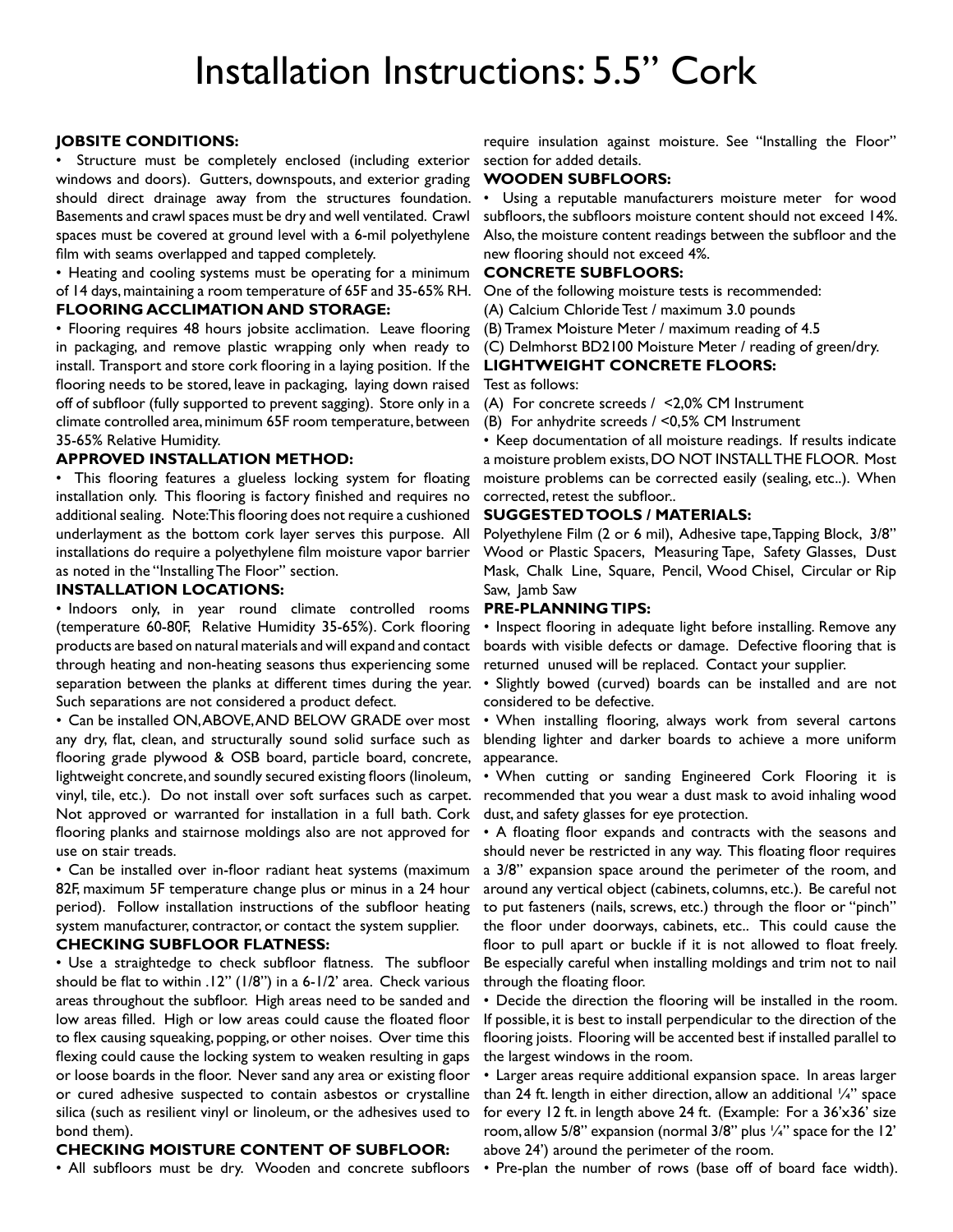# Installation Instructions: 5.5" Cork

**JOBSITE CONDITIONS:**

- Structure must be completely enclosed (including exterior windows and doors). Gutters, downspouts, and exterior grading should direct drainage away from the structures foundation. Basements and crawl spaces must be dry and well ventilated. Crawl spaces must be covered at ground level with a 6-mil polyethylene film with seams overlapped and tapped completely.
- Heating and cooling systems must be operating for a minimum of 14 days, maintaining a room temperature of 65F and 35-65% RH.

**FLOORING ACCLIMATION AND STORAGE:**

- Flooring requires 48 hours jobsite acclimation. Leave flooring in packaging, and remove plastic wrapping only when ready to install. Transport and store cork flooring in a laying position. If the flooring needs to be stored, leave in packaging, laying down raised off of subfloor (fully supported to prevent sagging). Store only in a climate controlled area, minimum 65F room temperature, between 35-65% Relative Humidity.

**APPROVED INSTALLATION METHOD:**

- This flooring features a glueless locking system for floating installation only. This flooring is factory finished and requires no additional sealing. Note:This flooring does not require a cushioned underlayment as the bottom cork layer serves this purpose. All installations do require a polyethylene film moisture vapor barrier as noted in the "Installing The Floor" section.

**INSTALLATION LOCATIONS:**

- Indoors only, in year round climate controlled rooms (temperature 60-80F, Relative Humidity 35-65%). Cork flooring products are based on natural materials and will expand and contact through heating and non-heating seasons thus experiencing some separation between the planks at different times during the year. Such separations are not considered a product defect.
- Can be installed ON, ABOVE, AND BELOW GRADE over most any dry, flat, clean, and structurally sound solid surface such as flooring grade plywood & OSB board, particle board, concrete, lightweight concrete, and soundly secured existing floors (linoleum, vinyl, tile, etc.). Do not install over soft surfaces such as carpet. Not approved or warranted for installation in a full bath. Cork flooring planks and stairnose moldings also are not approved for use on stair treads.
- Can be installed over in-floor radiant heat systems (maximum 82F, maximum 5F temperature change plus or minus in a 24 hour period). Follow installation instructions of the subfloor heating system manufacturer, contractor, or contact the system supplier.

**CHECKING SUBFLOOR FLATNESS:**

- Use a straightedge to check subfloor flatness. The subfloor should be flat to within .12" (1/8") in a 6-1/2' area. Check various areas throughout the subfloor. High areas need to be sanded and low areas filled. High or low areas could cause the floated floor to flex causing squeaking, popping, or other noises. Over time this flexing could cause the locking system to weaken resulting in gaps or loose boards in the floor. Never sand any area or existing floor or cured adhesive suspected to contain asbestos or crystalline silica (such as resilient vinyl or linoleum, or the adhesives used to bond them).

**CHECKING MOISTURE CONTENT OF SUBFLOOR:**

- All subfloors must be dry. Wooden and concrete subfloors require insulation against moisture. See "Installing the Floor" section for added details.

**WOODEN SUBFLOORS:**

- Using a reputable manufacturers moisture meter for wood subfloors, the subfloors moisture content should not exceed 14%. Also, the moisture content readings between the subfloor and the new flooring should not exceed 4%.

**CONCRETE SUBFLOORS:**

One of the following moisture tests is recommended:

(A) Calcium Chloride Test / maximum 3.0 pounds

(B) Tramex Moisture Meter / maximum reading of 4.5

(C) Delmhorst BD2100 Moisture Meter / reading of green/dry.

**LIGHTWEIGHT CONCRETE FLOORS:**

Test as follows:

(A) For concrete screeds / <2,0% CM Instrument

(B) For anhydrite screeds / <0,5% CM Instrument

- Keep documentation of all moisture readings. If results indicate a moisture problem exists, DO NOT INSTALL THE FLOOR. Most moisture problems can be corrected easily (sealing, etc..). When corrected, retest the subfloor..

**SUGGESTED TOOLS / MATERIALS:**

Polyethylene Film (2 or 6 mil), Adhesive tape, Tapping Block, 3/8" Wood or Plastic Spacers, Measuring Tape, Safety Glasses, Dust Mask, Chalk Line, Square, Pencil, Wood Chisel, Circular or Rip Saw, Jamb Saw

**PRE-PLANNING TIPS:**

- Inspect flooring in adequate light before installing. Remove any boards with visible defects or damage. Defective flooring that is returned unused will be replaced. Contact your supplier.
- Slightly bowed (curved) boards can be installed and are not considered to be defective.
- When installing flooring, always work from several cartons blending lighter and darker boards to achieve a more uniform appearance.
- When cutting or sanding Engineered Cork Flooring it is recommended that you wear a dust mask to avoid inhaling wood dust, and safety glasses for eye protection.
- A floating floor expands and contracts with the seasons and should never be restricted in any way. This floating floor requires a 3/8" expansion space around the perimeter of the room, and around any vertical object (cabinets, columns, etc.). Be careful not to put fasteners (nails, screws, etc.) through the floor or "pinch" the floor under doorways, cabinets, etc.. This could cause the floor to pull apart or buckle if it is not allowed to float freely. Be especially careful when installing moldings and trim not to nail through the floating floor.
- Decide the direction the flooring will be installed in the room. If possible, it is best to install perpendicular to the direction of the flooring joists. Flooring will be accented best if installed parallel to the largest windows in the room.
- Larger areas require additional expansion space. In areas larger than 24 ft. length in either direction, allow an additional ¼" space for every 12 ft. in length above 24 ft. (Example: For a 36'x36' size room, allow 5/8" expansion (normal 3/8" plus ¼" space for the 12' above 24') around the perimeter of the room.
- Pre-plan the number of rows (base off of board face width).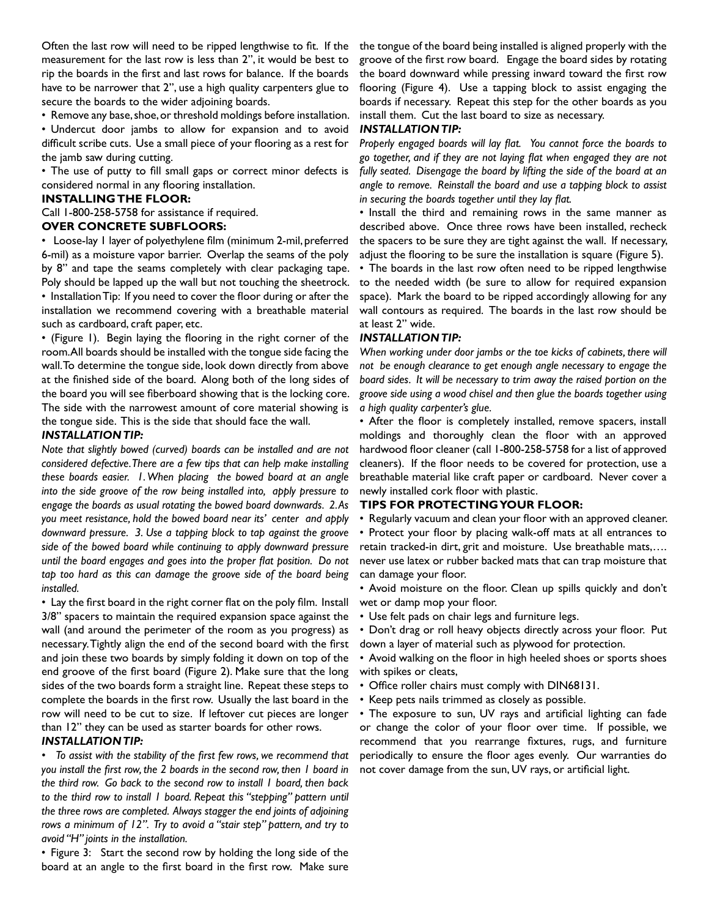Often the last row will need to be ripped lengthwise to fit. If the measurement for the last row is less than 2", it would be best to rip the boards in the first and last rows for balance. If the boards have to be narrower that 2", use a high quality carpenters glue to secure the boards to the wider adjoining boards.

• Remove any base, shoe, or threshold moldings before installation.

• Undercut door jambs to allow for expansion and to avoid difficult scribe cuts. Use a small piece of your flooring as a rest for the jamb saw during cutting.

• The use of putty to fill small gaps or correct minor defects is considered normal in any flooring installation.

**INSTALLING THE FLOOR:**

Call 1-800-258-5758 for assistance if required.

**OVER CONCRETE SUBFLOORS:**

• Loose-lay 1 layer of polyethylene film (minimum 2-mil, preferred 6-mil) as a moisture vapor barrier. Overlap the seams of the poly by 8" and tape the seams completely with clear packaging tape. Poly should be lapped up the wall but not touching the sheetrock.

• Installation Tip: If you need to cover the floor during or after the installation we recommend covering with a breathable material such as cardboard, craft paper, etc.

• (Figure 1). Begin laying the flooring in the right corner of the room. All boards should be installed with the tongue side facing the wall. To determine the tongue side, look down directly from above at the finished side of the board. Along both of the long sides of the board you will see fiberboard showing that is the locking core. The side with the narrowest amount of core material showing is the tongue side. This is the side that should face the wall.

***INSTALLATION TIP:***

*Note that slightly bowed (curved) boards can be installed and are not considered defective. There are a few tips that can help make installing these boards easier. 1. When placing the bowed board at an angle into the side groove of the row being installed into, apply pressure to engage the boards as usual rotating the bowed board downwards. 2. As you meet resistance, hold the bowed board near its' center and apply downward pressure. 3. Use a tapping block to tap against the groove side of the bowed board while continuing to apply downward pressure until the board engages and goes into the proper flat position. Do not tap too hard as this can damage the groove side of the board being installed.*

• Lay the first board in the right corner flat on the poly film. Install 3/8" spacers to maintain the required expansion space against the wall (and around the perimeter of the room as you progress) as necessary. Tightly align the end of the second board with the first and join these two boards by simply folding it down on top of the end groove of the first board (Figure 2). Make sure that the long sides of the two boards form a straight line. Repeat these steps to complete the boards in the first row. Usually the last board in the row will need to be cut to size. If leftover cut pieces are longer than 12" they can be used as starter boards for other rows.

***INSTALLATION TIP:***

• *To assist with the stability of the first few rows, we recommend that you install the first row, the 2 boards in the second row, then 1 board in the third row. Go back to the second row to install 1 board, then back to the third row to install 1 board. Repeat this "stepping" pattern until the three rows are completed. Always stagger the end joints of adjoining rows a minimum of 12". Try to avoid a "stair step" pattern, and try to avoid "H" joints in the installation.*

• Figure 3: Start the second row by holding the long side of the board at an angle to the first board in the first row. Make sure the tongue of the board being installed is aligned properly with the groove of the first row board. Engage the board sides by rotating the board downward while pressing inward toward the first row flooring (Figure 4). Use a tapping block to assist engaging the boards if necessary. Repeat this step for the other boards as you install them. Cut the last board to size as necessary.

***INSTALLATION TIP:***

*Properly engaged boards will lay flat. You cannot force the boards to go together, and if they are not laying flat when engaged they are not fully seated. Disengage the board by lifting the side of the board at an angle to remove. Reinstall the board and use a tapping block to assist in securing the boards together until they lay flat.*

• Install the third and remaining rows in the same manner as described above. Once three rows have been installed, recheck the spacers to be sure they are tight against the wall. If necessary, adjust the flooring to be sure the installation is square (Figure 5).

• The boards in the last row often need to be ripped lengthwise to the needed width (be sure to allow for required expansion space). Mark the board to be ripped accordingly allowing for any wall contours as required. The boards in the last row should be at least 2" wide.

***INSTALLATION TIP:***

*When working under door jambs or the toe kicks of cabinets, there will not be enough clearance to get enough angle necessary to engage the board sides. It will be necessary to trim away the raised portion on the groove side using a wood chisel and then glue the boards together using a high quality carpenter's glue.*

• After the floor is completely installed, remove spacers, install moldings and thoroughly clean the floor with an approved hardwood floor cleaner (call 1-800-258-5758 for a list of approved cleaners). If the floor needs to be covered for protection, use a breathable material like craft paper or cardboard. Never cover a newly installed cork floor with plastic.

**TIPS FOR PROTECTING YOUR FLOOR:**

• Regularly vacuum and clean your floor with an approved cleaner.

• Protect your floor by placing walk-off mats at all entrances to retain tracked-in dirt, grit and moisture. Use breathable mats,…. never use latex or rubber backed mats that can trap moisture that can damage your floor.

• Avoid moisture on the floor. Clean up spills quickly and don't wet or damp mop your floor.

• Use felt pads on chair legs and furniture legs.

• Don't drag or roll heavy objects directly across your floor. Put down a layer of material such as plywood for protection.

• Avoid walking on the floor in high heeled shoes or sports shoes with spikes or cleats,

• Office roller chairs must comply with DIN68131.

• Keep pets nails trimmed as closely as possible.

• The exposure to sun, UV rays and artificial lighting can fade or change the color of your floor over time. If possible, we recommend that you rearrange fixtures, rugs, and furniture periodically to ensure the floor ages evenly. Our warranties do not cover damage from the sun, UV rays, or artificial light.